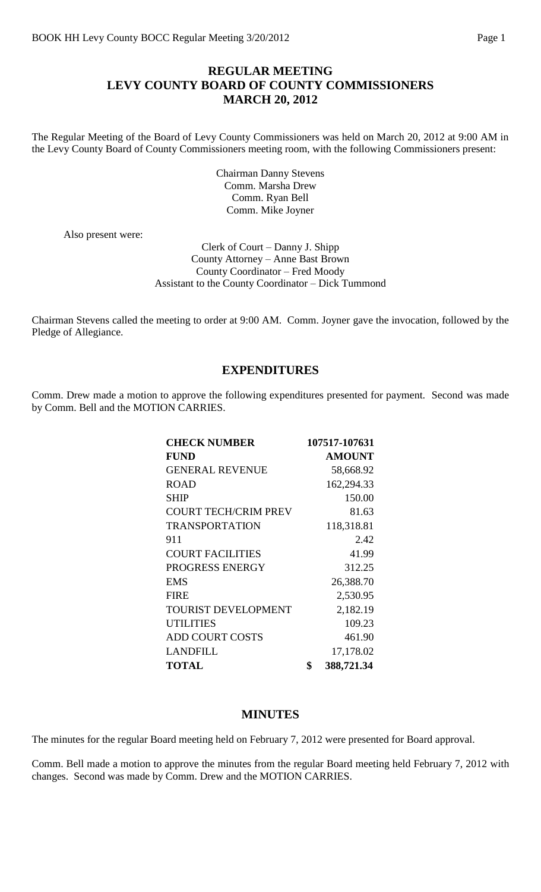# REGULAR MEETING
# LEVY COUNTY BOARD OF COUNTY COMMISSIONERS
# MARCH 20, 2012

The Regular Meeting of the Board of Levy County Commissioners was held on March 20, 2012 at 9:00 AM in the Levy County Board of County Commissioners meeting room, with the following Commissioners present:

Chairman Danny Stevens
Comm. Marsha Drew
Comm. Ryan Bell
Comm. Mike Joyner

Also present were:

Clerk of Court – Danny J. Shipp
County Attorney – Anne Bast Brown
County Coordinator – Fred Moody
Assistant to the County Coordinator – Dick Tummond

Chairman Stevens called the meeting to order at 9:00 AM. Comm. Joyner gave the invocation, followed by the Pledge of Allegiance.

## EXPENDITURES

Comm. Drew made a motion to approve the following expenditures presented for payment. Second was made by Comm. Bell and the MOTION CARRIES.

| CHECK NUMBER | 107517-107631 |
|---|---|
| **FUND** | **AMOUNT** |
| GENERAL REVENUE | 58,668.92 |
| ROAD | 162,294.33 |
| SHIP | 150.00 |
| COURT TECH/CRIM PREV | 81.63 |
| TRANSPORTATION | 118,318.81 |
| 911 | 2.42 |
| COURT FACILITIES | 41.99 |
| PROGRESS ENERGY | 312.25 |
| EMS | 26,388.70 |
| FIRE | 2,530.95 |
| TOURIST DEVELOPMENT | 2,182.19 |
| UTILITIES | 109.23 |
| ADD COURT COSTS | 461.90 |
| LANDFILL | 17,178.02 |
| **TOTAL** | **$ 388,721.34** |

## MINUTES

The minutes for the regular Board meeting held on February 7, 2012 were presented for Board approval.

Comm. Bell made a motion to approve the minutes from the regular Board meeting held February 7, 2012 with changes. Second was made by Comm. Drew and the MOTION CARRIES.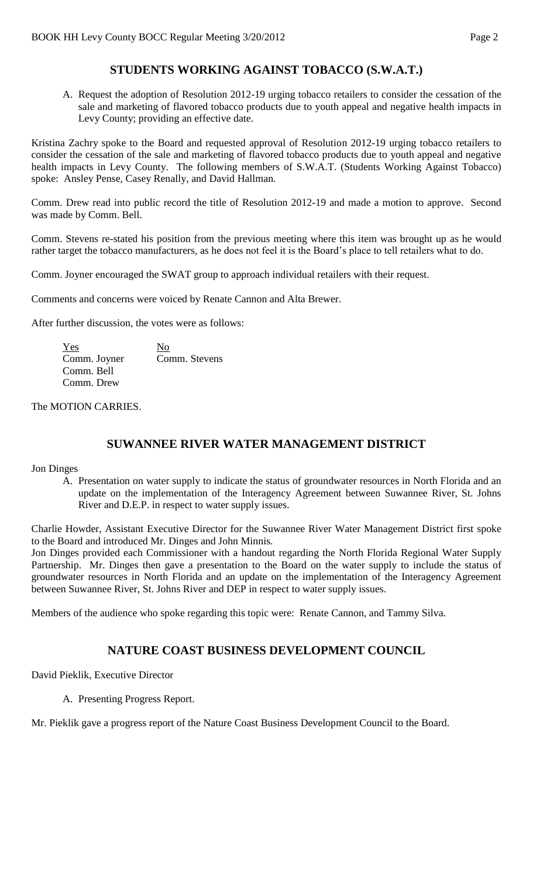## STUDENTS WORKING AGAINST TOBACCO (S.W.A.T.)

A. Request the adoption of Resolution 2012-19 urging tobacco retailers to consider the cessation of the sale and marketing of flavored tobacco products due to youth appeal and negative health impacts in Levy County; providing an effective date.

Kristina Zachry spoke to the Board and requested approval of Resolution 2012-19 urging tobacco retailers to consider the cessation of the sale and marketing of flavored tobacco products due to youth appeal and negative health impacts in Levy County. The following members of S.W.A.T. (Students Working Against Tobacco) spoke: Ansley Pense, Casey Renally, and David Hallman.

Comm. Drew read into public record the title of Resolution 2012-19 and made a motion to approve. Second was made by Comm. Bell.

Comm. Stevens re-stated his position from the previous meeting where this item was brought up as he would rather target the tobacco manufacturers, as he does not feel it is the Board's place to tell retailers what to do.

Comm. Joyner encouraged the SWAT group to approach individual retailers with their request.

Comments and concerns were voiced by Renate Cannon and Alta Brewer.

After further discussion, the votes were as follows:

| Yes | No |
|---|---|
| Comm. Joyner | Comm. Stevens |
| Comm. Bell | |
| Comm. Drew | |

The MOTION CARRIES.

## SUWANNEE RIVER WATER MANAGEMENT DISTRICT

Jon Dinges

A. Presentation on water supply to indicate the status of groundwater resources in North Florida and an update on the implementation of the Interagency Agreement between Suwannee River, St. Johns River and D.E.P. in respect to water supply issues.

Charlie Howder, Assistant Executive Director for the Suwannee River Water Management District first spoke to the Board and introduced Mr. Dinges and John Minnis.

Jon Dinges provided each Commissioner with a handout regarding the North Florida Regional Water Supply Partnership. Mr. Dinges then gave a presentation to the Board on the water supply to include the status of groundwater resources in North Florida and an update on the implementation of the Interagency Agreement between Suwannee River, St. Johns River and DEP in respect to water supply issues.

Members of the audience who spoke regarding this topic were: Renate Cannon, and Tammy Silva.

## NATURE COAST BUSINESS DEVELOPMENT COUNCIL

David Pieklik, Executive Director

A. Presenting Progress Report.

Mr. Pieklik gave a progress report of the Nature Coast Business Development Council to the Board.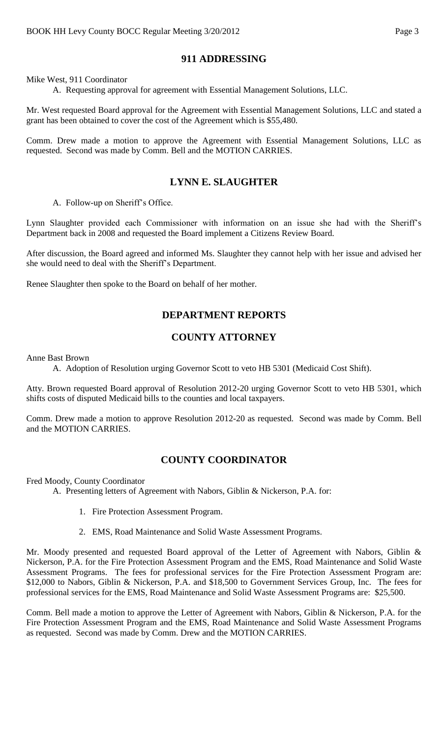## 911 ADDRESSING

Mike West, 911 Coordinator

A. Requesting approval for agreement with Essential Management Solutions, LLC.

Mr. West requested Board approval for the Agreement with Essential Management Solutions, LLC and stated a grant has been obtained to cover the cost of the Agreement which is $55,480.

Comm. Drew made a motion to approve the Agreement with Essential Management Solutions, LLC as requested. Second was made by Comm. Bell and the MOTION CARRIES.

## LYNN E. SLAUGHTER

A. Follow-up on Sheriff's Office.

Lynn Slaughter provided each Commissioner with information on an issue she had with the Sheriff's Department back in 2008 and requested the Board implement a Citizens Review Board.

After discussion, the Board agreed and informed Ms. Slaughter they cannot help with her issue and advised her she would need to deal with the Sheriff's Department.

Renee Slaughter then spoke to the Board on behalf of her mother.

## DEPARTMENT REPORTS

## COUNTY ATTORNEY

Anne Bast Brown

A. Adoption of Resolution urging Governor Scott to veto HB 5301 (Medicaid Cost Shift).

Atty. Brown requested Board approval of Resolution 2012-20 urging Governor Scott to veto HB 5301, which shifts costs of disputed Medicaid bills to the counties and local taxpayers.

Comm. Drew made a motion to approve Resolution 2012-20 as requested. Second was made by Comm. Bell and the MOTION CARRIES.

## COUNTY COORDINATOR

Fred Moody, County Coordinator

A. Presenting letters of Agreement with Nabors, Giblin & Nickerson, P.A. for:

1. Fire Protection Assessment Program.
2. EMS, Road Maintenance and Solid Waste Assessment Programs.

Mr. Moody presented and requested Board approval of the Letter of Agreement with Nabors, Giblin & Nickerson, P.A. for the Fire Protection Assessment Program and the EMS, Road Maintenance and Solid Waste Assessment Programs. The fees for professional services for the Fire Protection Assessment Program are: $12,000 to Nabors, Giblin & Nickerson, P.A. and $18,500 to Government Services Group, Inc. The fees for professional services for the EMS, Road Maintenance and Solid Waste Assessment Programs are: $25,500.

Comm. Bell made a motion to approve the Letter of Agreement with Nabors, Giblin & Nickerson, P.A. for the Fire Protection Assessment Program and the EMS, Road Maintenance and Solid Waste Assessment Programs as requested. Second was made by Comm. Drew and the MOTION CARRIES.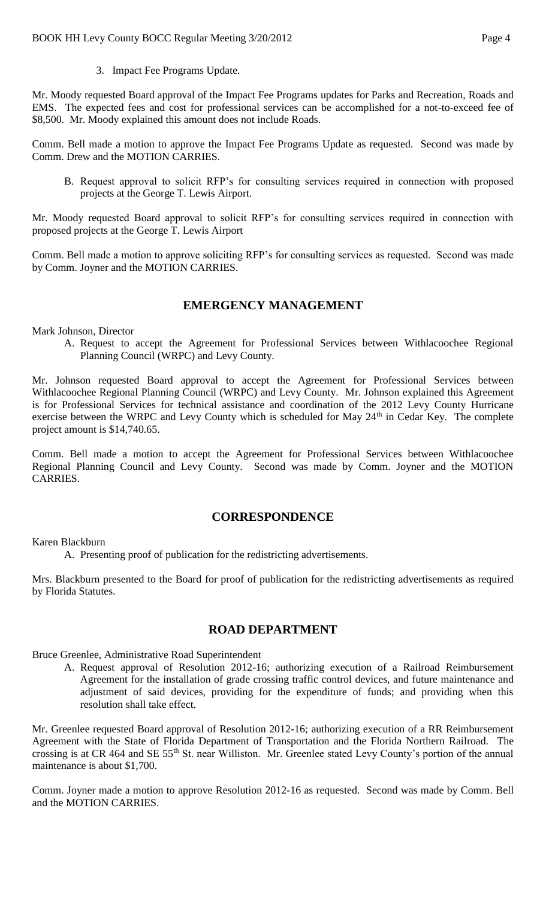3. Impact Fee Programs Update.

Mr. Moody requested Board approval of the Impact Fee Programs updates for Parks and Recreation, Roads and EMS. The expected fees and cost for professional services can be accomplished for a not-to-exceed fee of $8,500. Mr. Moody explained this amount does not include Roads.

Comm. Bell made a motion to approve the Impact Fee Programs Update as requested. Second was made by Comm. Drew and the MOTION CARRIES.

B. Request approval to solicit RFP's for consulting services required in connection with proposed projects at the George T. Lewis Airport.

Mr. Moody requested Board approval to solicit RFP's for consulting services required in connection with proposed projects at the George T. Lewis Airport

Comm. Bell made a motion to approve soliciting RFP's for consulting services as requested. Second was made by Comm. Joyner and the MOTION CARRIES.

## EMERGENCY MANAGEMENT

Mark Johnson, Director

A. Request to accept the Agreement for Professional Services between Withlacoochee Regional Planning Council (WRPC) and Levy County.

Mr. Johnson requested Board approval to accept the Agreement for Professional Services between Withlacoochee Regional Planning Council (WRPC) and Levy County. Mr. Johnson explained this Agreement is for Professional Services for technical assistance and coordination of the 2012 Levy County Hurricane exercise between the WRPC and Levy County which is scheduled for May 24th in Cedar Key. The complete project amount is $14,740.65.

Comm. Bell made a motion to accept the Agreement for Professional Services between Withlacoochee Regional Planning Council and Levy County. Second was made by Comm. Joyner and the MOTION CARRIES.

## CORRESPONDENCE

Karen Blackburn

A. Presenting proof of publication for the redistricting advertisements.

Mrs. Blackburn presented to the Board for proof of publication for the redistricting advertisements as required by Florida Statutes.

## ROAD DEPARTMENT

Bruce Greenlee, Administrative Road Superintendent

A. Request approval of Resolution 2012-16; authorizing execution of a Railroad Reimbursement Agreement for the installation of grade crossing traffic control devices, and future maintenance and adjustment of said devices, providing for the expenditure of funds; and providing when this resolution shall take effect.

Mr. Greenlee requested Board approval of Resolution 2012-16; authorizing execution of a RR Reimbursement Agreement with the State of Florida Department of Transportation and the Florida Northern Railroad. The crossing is at CR 464 and SE 55th St. near Williston. Mr. Greenlee stated Levy County's portion of the annual maintenance is about $1,700.

Comm. Joyner made a motion to approve Resolution 2012-16 as requested. Second was made by Comm. Bell and the MOTION CARRIES.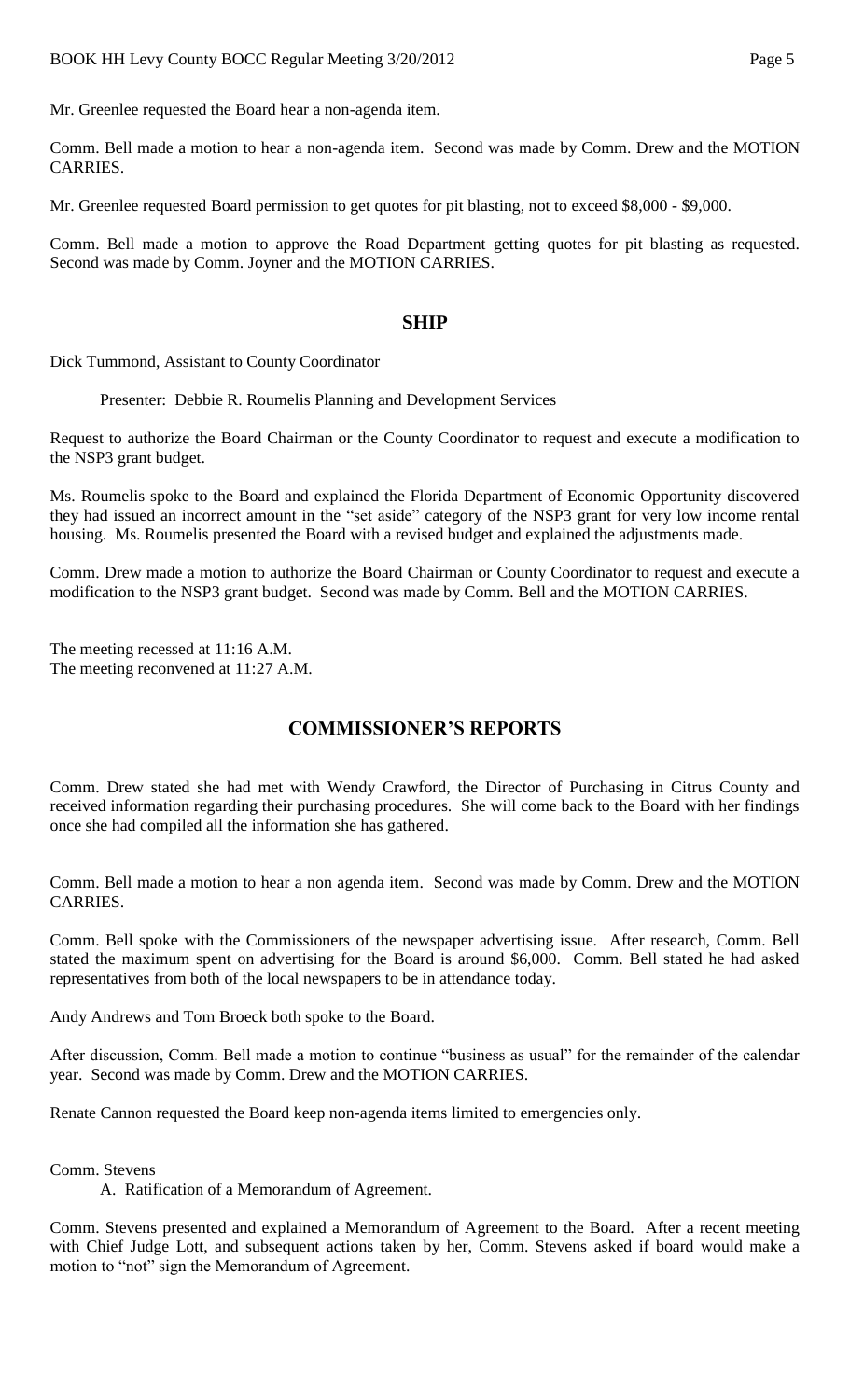Mr. Greenlee requested the Board hear a non-agenda item.

Comm. Bell made a motion to hear a non-agenda item. Second was made by Comm. Drew and the MOTION CARRIES.

Mr. Greenlee requested Board permission to get quotes for pit blasting, not to exceed $8,000 - $9,000.

Comm. Bell made a motion to approve the Road Department getting quotes for pit blasting as requested. Second was made by Comm. Joyner and the MOTION CARRIES.

## SHIP

Dick Tummond, Assistant to County Coordinator

Presenter: Debbie R. Roumelis Planning and Development Services

Request to authorize the Board Chairman or the County Coordinator to request and execute a modification to the NSP3 grant budget.

Ms. Roumelis spoke to the Board and explained the Florida Department of Economic Opportunity discovered they had issued an incorrect amount in the "set aside" category of the NSP3 grant for very low income rental housing. Ms. Roumelis presented the Board with a revised budget and explained the adjustments made.

Comm. Drew made a motion to authorize the Board Chairman or County Coordinator to request and execute a modification to the NSP3 grant budget. Second was made by Comm. Bell and the MOTION CARRIES.

The meeting recessed at 11:16 A.M.
The meeting reconvened at 11:27 A.M.

## COMMISSIONER'S REPORTS

Comm. Drew stated she had met with Wendy Crawford, the Director of Purchasing in Citrus County and received information regarding their purchasing procedures. She will come back to the Board with her findings once she had compiled all the information she has gathered.

Comm. Bell made a motion to hear a non agenda item. Second was made by Comm. Drew and the MOTION CARRIES.

Comm. Bell spoke with the Commissioners of the newspaper advertising issue. After research, Comm. Bell stated the maximum spent on advertising for the Board is around $6,000. Comm. Bell stated he had asked representatives from both of the local newspapers to be in attendance today.

Andy Andrews and Tom Broeck both spoke to the Board.

After discussion, Comm. Bell made a motion to continue "business as usual" for the remainder of the calendar year. Second was made by Comm. Drew and the MOTION CARRIES.

Renate Cannon requested the Board keep non-agenda items limited to emergencies only.

Comm. Stevens

A. Ratification of a Memorandum of Agreement.

Comm. Stevens presented and explained a Memorandum of Agreement to the Board. After a recent meeting with Chief Judge Lott, and subsequent actions taken by her, Comm. Stevens asked if board would make a motion to "not" sign the Memorandum of Agreement.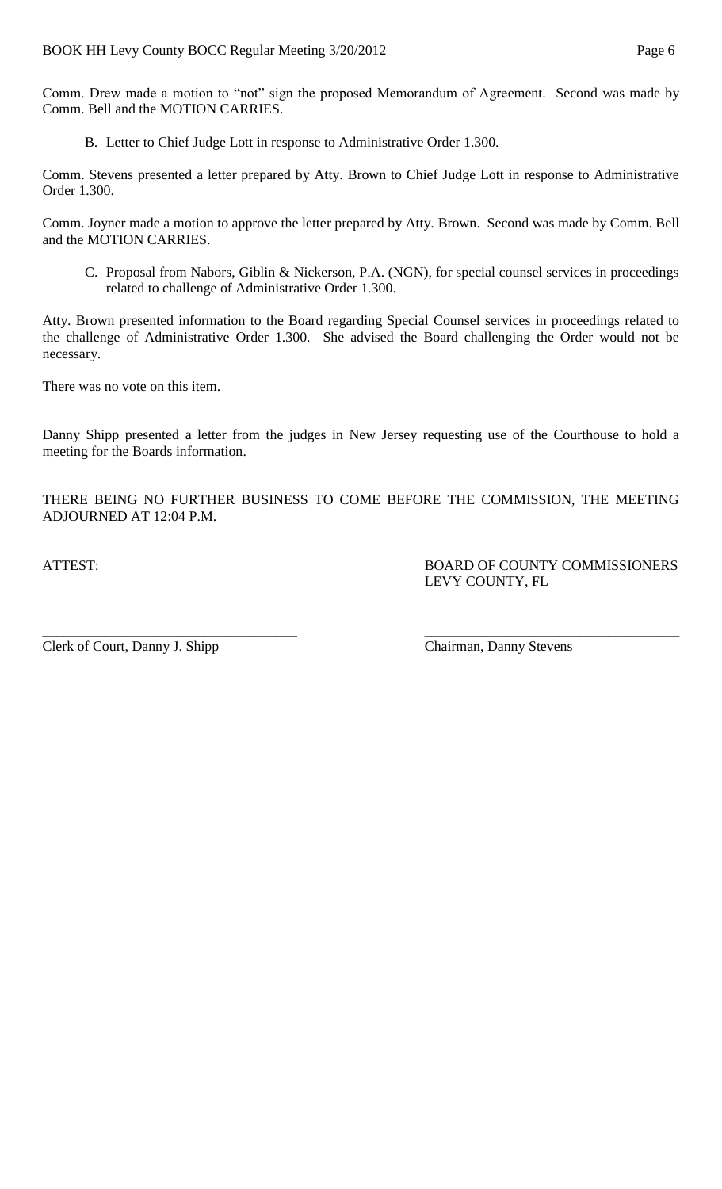Comm. Drew made a motion to "not" sign the proposed Memorandum of Agreement. Second was made by Comm. Bell and the MOTION CARRIES.

B. Letter to Chief Judge Lott in response to Administrative Order 1.300.

Comm. Stevens presented a letter prepared by Atty. Brown to Chief Judge Lott in response to Administrative Order 1.300.

Comm. Joyner made a motion to approve the letter prepared by Atty. Brown. Second was made by Comm. Bell and the MOTION CARRIES.

C. Proposal from Nabors, Giblin & Nickerson, P.A. (NGN), for special counsel services in proceedings related to challenge of Administrative Order 1.300.

Atty. Brown presented information to the Board regarding Special Counsel services in proceedings related to the challenge of Administrative Order 1.300. She advised the Board challenging the Order would not be necessary.

There was no vote on this item.

Danny Shipp presented a letter from the judges in New Jersey requesting use of the Courthouse to hold a meeting for the Boards information.

THERE BEING NO FURTHER BUSINESS TO COME BEFORE THE COMMISSION, THE MEETING ADJOURNED AT 12:04 P.M.

ATTEST:

BOARD OF COUNTY COMMISSIONERS
LEVY COUNTY, FL

\_\_\_\_\_\_\_\_\_\_\_\_\_\_\_\_\_\_\_\_\_\_\_\_\_\_\_\_\_\_\_\_\_\_\_\_
Clerk of Court, Danny J. Shipp

\_\_\_\_\_\_\_\_\_\_\_\_\_\_\_\_\_\_\_\_\_\_\_\_\_\_\_\_\_\_\_\_\_\_\_\_
Chairman, Danny Stevens